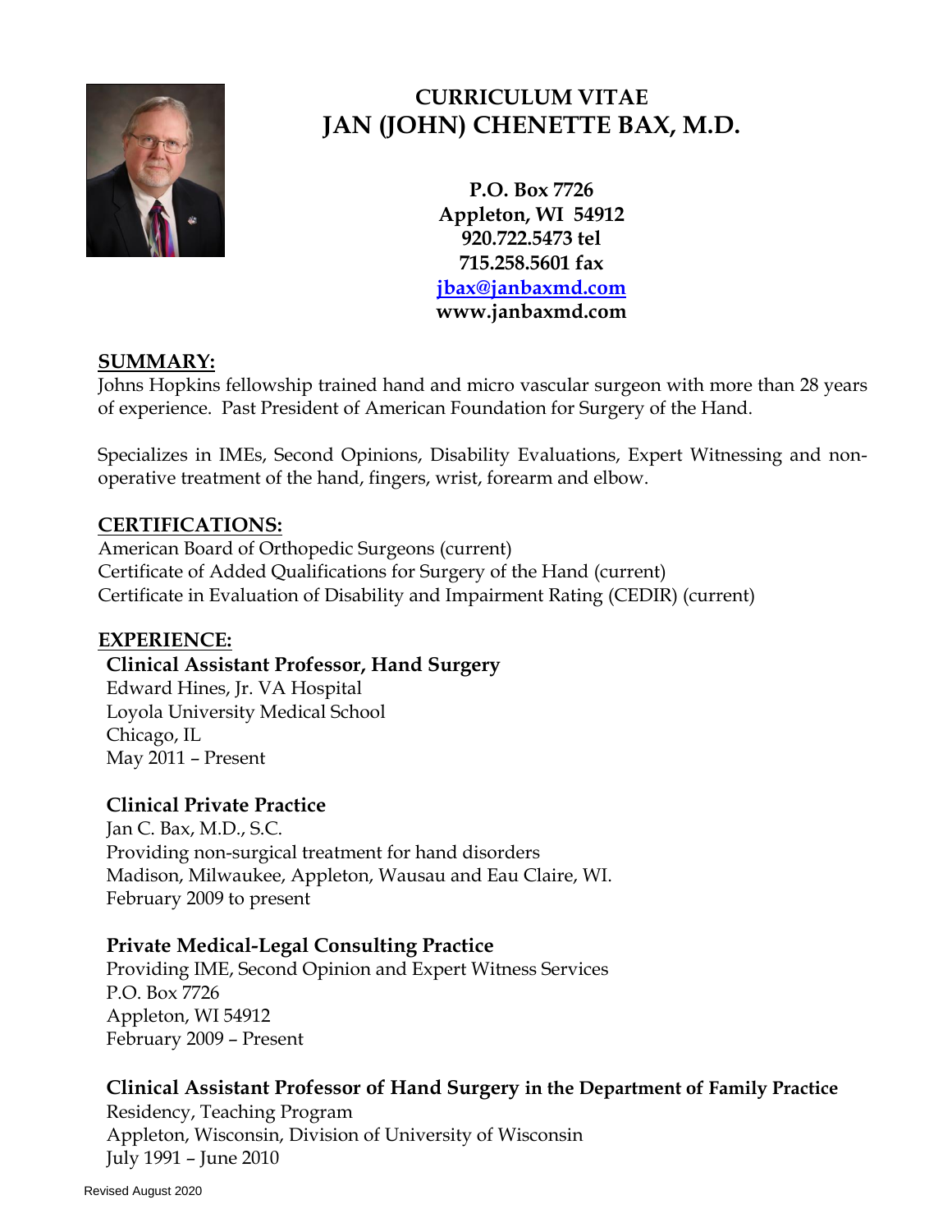# CURRICULUM VITAE
# JAN (JOHN) CHENETTE BAX, M.D.

**P.O. Box 7726**
**Appleton, WI 54912**
**920.722.5473 tel**
**715.258.5601 fax**
**jbax@janbaxmd.com**
**www.janbaxmd.com**

## SUMMARY:

Johns Hopkins fellowship trained hand and micro vascular surgeon with more than 28 years of experience. Past President of American Foundation for Surgery of the Hand.

Specializes in IMEs, Second Opinions, Disability Evaluations, Expert Witnessing and non-operative treatment of the hand, fingers, wrist, forearm and elbow.

## CERTIFICATIONS:

American Board of Orthopedic Surgeons (current)
Certificate of Added Qualifications for Surgery of the Hand (current)
Certificate in Evaluation of Disability and Impairment Rating (CEDIR) (current)

## EXPERIENCE:

**Clinical Assistant Professor, Hand Surgery**
Edward Hines, Jr. VA Hospital
Loyola University Medical School
Chicago, IL
May 2011 – Present

**Clinical Private Practice**
Jan C. Bax, M.D., S.C.
Providing non-surgical treatment for hand disorders
Madison, Milwaukee, Appleton, Wausau and Eau Claire, WI.
February 2009 to present

**Private Medical-Legal Consulting Practice**
Providing IME, Second Opinion and Expert Witness Services
P.O. Box 7726
Appleton, WI 54912
February 2009 – Present

**Clinical Assistant Professor of Hand Surgery in the Department of Family Practice**
Residency, Teaching Program
Appleton, Wisconsin, Division of University of Wisconsin
July 1991 – June 2010

Revised August 2020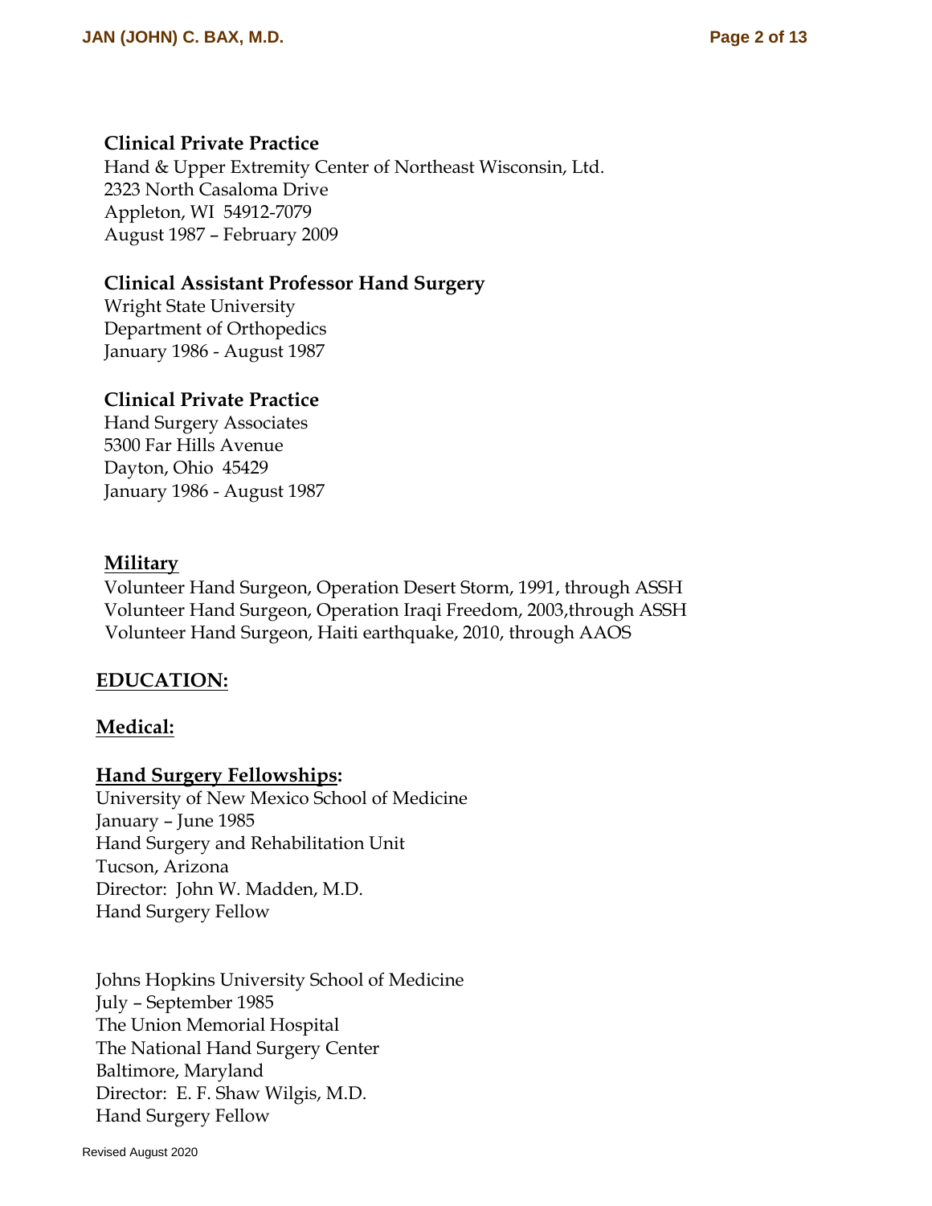**Clinical Private Practice**
Hand & Upper Extremity Center of Northeast Wisconsin, Ltd.
2323 North Casaloma Drive
Appleton, WI 54912-7079
August 1987 – February 2009

**Clinical Assistant Professor Hand Surgery**
Wright State University
Department of Orthopedics
January 1986 - August 1987

**Clinical Private Practice**
Hand Surgery Associates
5300 Far Hills Avenue
Dayton, Ohio 45429
January 1986 - August 1987

**Military**

Volunteer Hand Surgeon, Operation Desert Storm, 1991, through ASSH
Volunteer Hand Surgeon, Operation Iraqi Freedom, 2003,through ASSH
Volunteer Hand Surgeon, Haiti earthquake, 2010, through AAOS

## EDUCATION:

### Medical:

### Hand Surgery Fellowships:

University of New Mexico School of Medicine
January – June 1985
Hand Surgery and Rehabilitation Unit
Tucson, Arizona
Director: John W. Madden, M.D.
Hand Surgery Fellow

Johns Hopkins University School of Medicine
July – September 1985
The Union Memorial Hospital
The National Hand Surgery Center
Baltimore, Maryland
Director: E. F. Shaw Wilgis, M.D.
Hand Surgery Fellow

Revised August 2020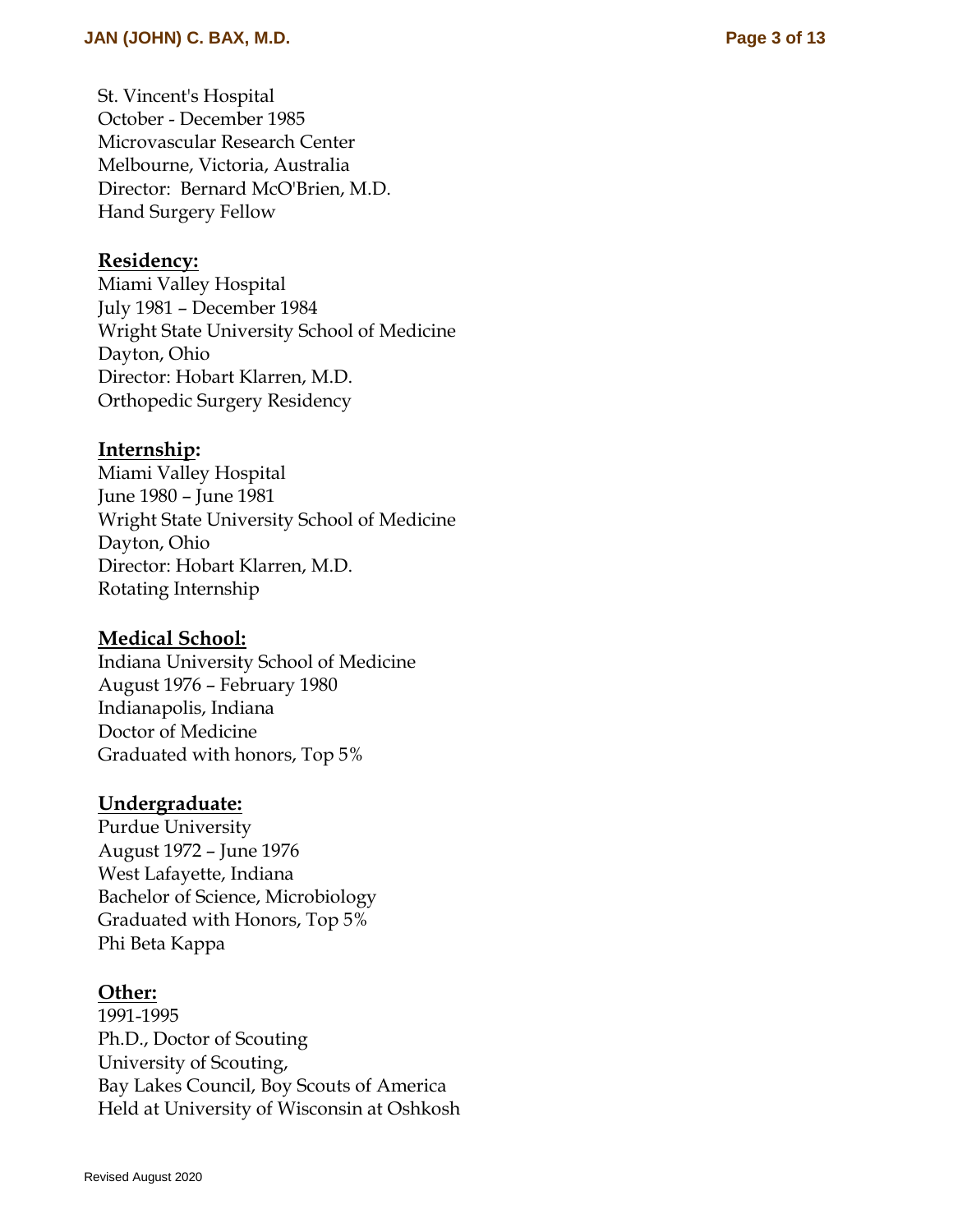St. Vincent's Hospital
October - December 1985
Microvascular Research Center
Melbourne, Victoria, Australia
Director: Bernard McO'Brien, M.D.
Hand Surgery Fellow

**Residency:**
Miami Valley Hospital
July 1981 – December 1984
Wright State University School of Medicine
Dayton, Ohio
Director: Hobart Klarren, M.D.
Orthopedic Surgery Residency

**Internship:**
Miami Valley Hospital
June 1980 – June 1981
Wright State University School of Medicine
Dayton, Ohio
Director: Hobart Klarren, M.D.
Rotating Internship

**Medical School:**
Indiana University School of Medicine
August 1976 – February 1980
Indianapolis, Indiana
Doctor of Medicine
Graduated with honors, Top 5%

**Undergraduate:**
Purdue University
August 1972 – June 1976
West Lafayette, Indiana
Bachelor of Science, Microbiology
Graduated with Honors, Top 5%
Phi Beta Kappa

**Other:**
1991-1995
Ph.D., Doctor of Scouting
University of Scouting,
Bay Lakes Council, Boy Scouts of America
Held at University of Wisconsin at Oshkosh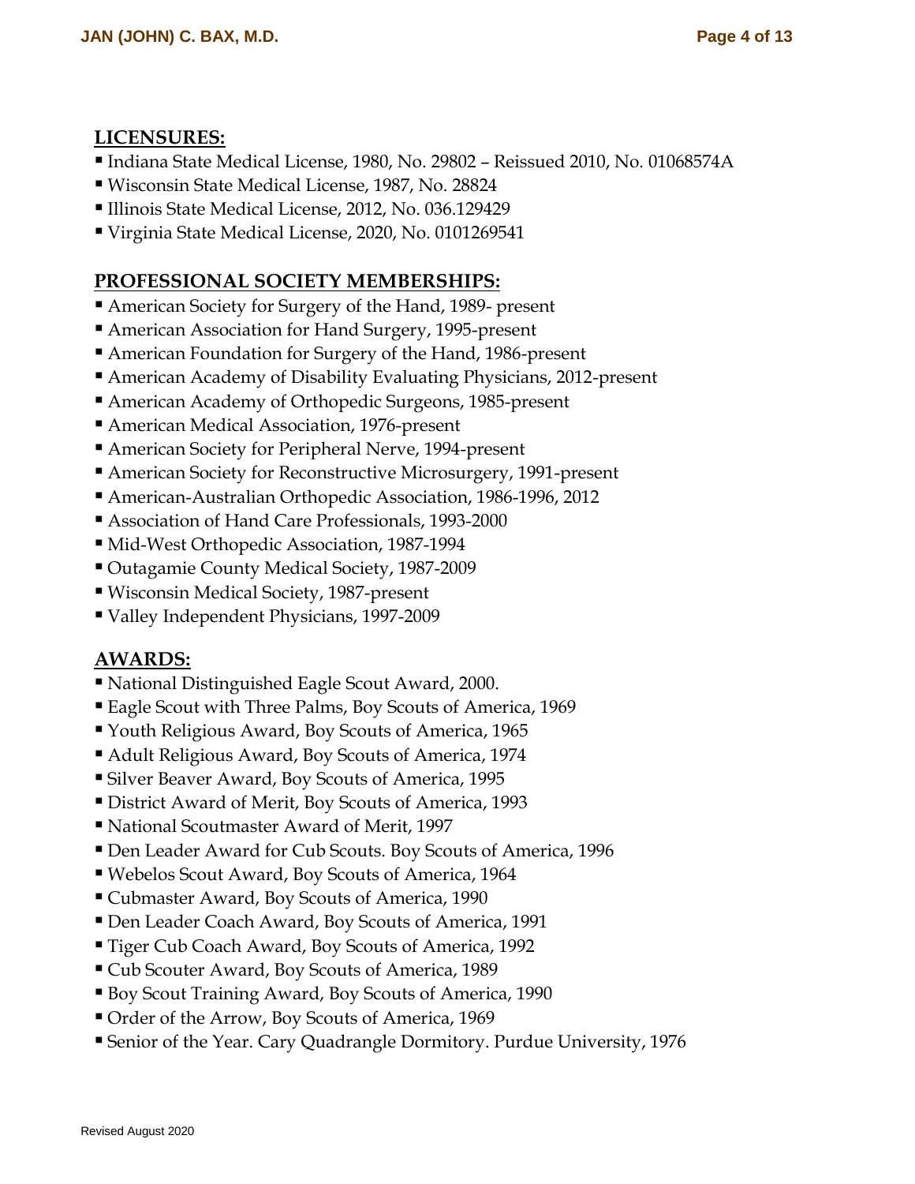## LICENSURES:

- Indiana State Medical License, 1980, No. 29802 – Reissued 2010, No. 01068574A
- Wisconsin State Medical License, 1987, No. 28824
- Illinois State Medical License, 2012, No. 036.129429
- Virginia State Medical License, 2020, No. 0101269541

## PROFESSIONAL SOCIETY MEMBERSHIPS:

- American Society for Surgery of the Hand, 1989- present
- American Association for Hand Surgery, 1995-present
- American Foundation for Surgery of the Hand, 1986-present
- American Academy of Disability Evaluating Physicians, 2012-present
- American Academy of Orthopedic Surgeons, 1985-present
- American Medical Association, 1976-present
- American Society for Peripheral Nerve, 1994-present
- American Society for Reconstructive Microsurgery, 1991-present
- American-Australian Orthopedic Association, 1986-1996, 2012
- Association of Hand Care Professionals, 1993-2000
- Mid-West Orthopedic Association, 1987-1994
- Outagamie County Medical Society, 1987-2009
- Wisconsin Medical Society, 1987-present
- Valley Independent Physicians, 1997-2009

## AWARDS:

- National Distinguished Eagle Scout Award, 2000.
- Eagle Scout with Three Palms, Boy Scouts of America, 1969
- Youth Religious Award, Boy Scouts of America, 1965
- Adult Religious Award, Boy Scouts of America, 1974
- Silver Beaver Award, Boy Scouts of America, 1995
- District Award of Merit, Boy Scouts of America, 1993
- National Scoutmaster Award of Merit, 1997
- Den Leader Award for Cub Scouts. Boy Scouts of America, 1996
- Webelos Scout Award, Boy Scouts of America, 1964
- Cubmaster Award, Boy Scouts of America, 1990
- Den Leader Coach Award, Boy Scouts of America, 1991
- Tiger Cub Coach Award, Boy Scouts of America, 1992
- Cub Scouter Award, Boy Scouts of America, 1989
- Boy Scout Training Award, Boy Scouts of America, 1990
- Order of the Arrow, Boy Scouts of America, 1969
- Senior of the Year. Cary Quadrangle Dormitory. Purdue University, 1976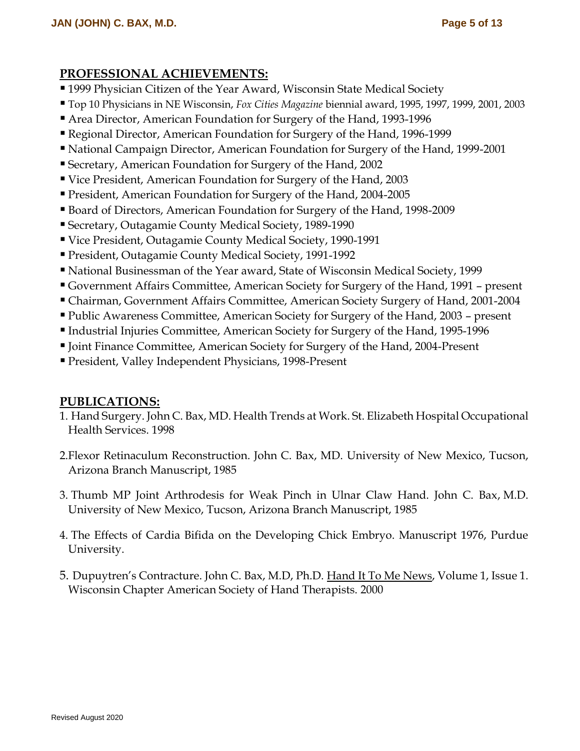## PROFESSIONAL ACHIEVEMENTS:

- 1999 Physician Citizen of the Year Award, Wisconsin State Medical Society
- Top 10 Physicians in NE Wisconsin, *Fox Cities Magazine* biennial award, 1995, 1997, 1999, 2001, 2003
- Area Director, American Foundation for Surgery of the Hand, 1993-1996
- Regional Director, American Foundation for Surgery of the Hand, 1996-1999
- National Campaign Director, American Foundation for Surgery of the Hand, 1999-2001
- Secretary, American Foundation for Surgery of the Hand, 2002
- Vice President, American Foundation for Surgery of the Hand, 2003
- President, American Foundation for Surgery of the Hand, 2004-2005
- Board of Directors, American Foundation for Surgery of the Hand, 1998-2009
- Secretary, Outagamie County Medical Society, 1989-1990
- Vice President, Outagamie County Medical Society, 1990-1991
- President, Outagamie County Medical Society, 1991-1992
- National Businessman of the Year award, State of Wisconsin Medical Society, 1999
- Government Affairs Committee, American Society for Surgery of the Hand, 1991 – present
- Chairman, Government Affairs Committee, American Society Surgery of Hand, 2001-2004
- Public Awareness Committee, American Society for Surgery of the Hand, 2003 – present
- Industrial Injuries Committee, American Society for Surgery of the Hand, 1995-1996
- Joint Finance Committee, American Society for Surgery of the Hand, 2004-Present
- President, Valley Independent Physicians, 1998-Present

## PUBLICATIONS:

1. Hand Surgery. John C. Bax, MD. Health Trends at Work. St. Elizabeth Hospital Occupational Health Services. 1998

2. Flexor Retinaculum Reconstruction. John C. Bax, MD. University of New Mexico, Tucson, Arizona Branch Manuscript, 1985

3. Thumb MP Joint Arthrodesis for Weak Pinch in Ulnar Claw Hand. John C. Bax, M.D. University of New Mexico, Tucson, Arizona Branch Manuscript, 1985

4. The Effects of Cardia Bifida on the Developing Chick Embryo. Manuscript 1976, Purdue University.

5. Dupuytren's Contracture. John C. Bax, M.D, Ph.D. Hand It To Me News, Volume 1, Issue 1. Wisconsin Chapter American Society of Hand Therapists. 2000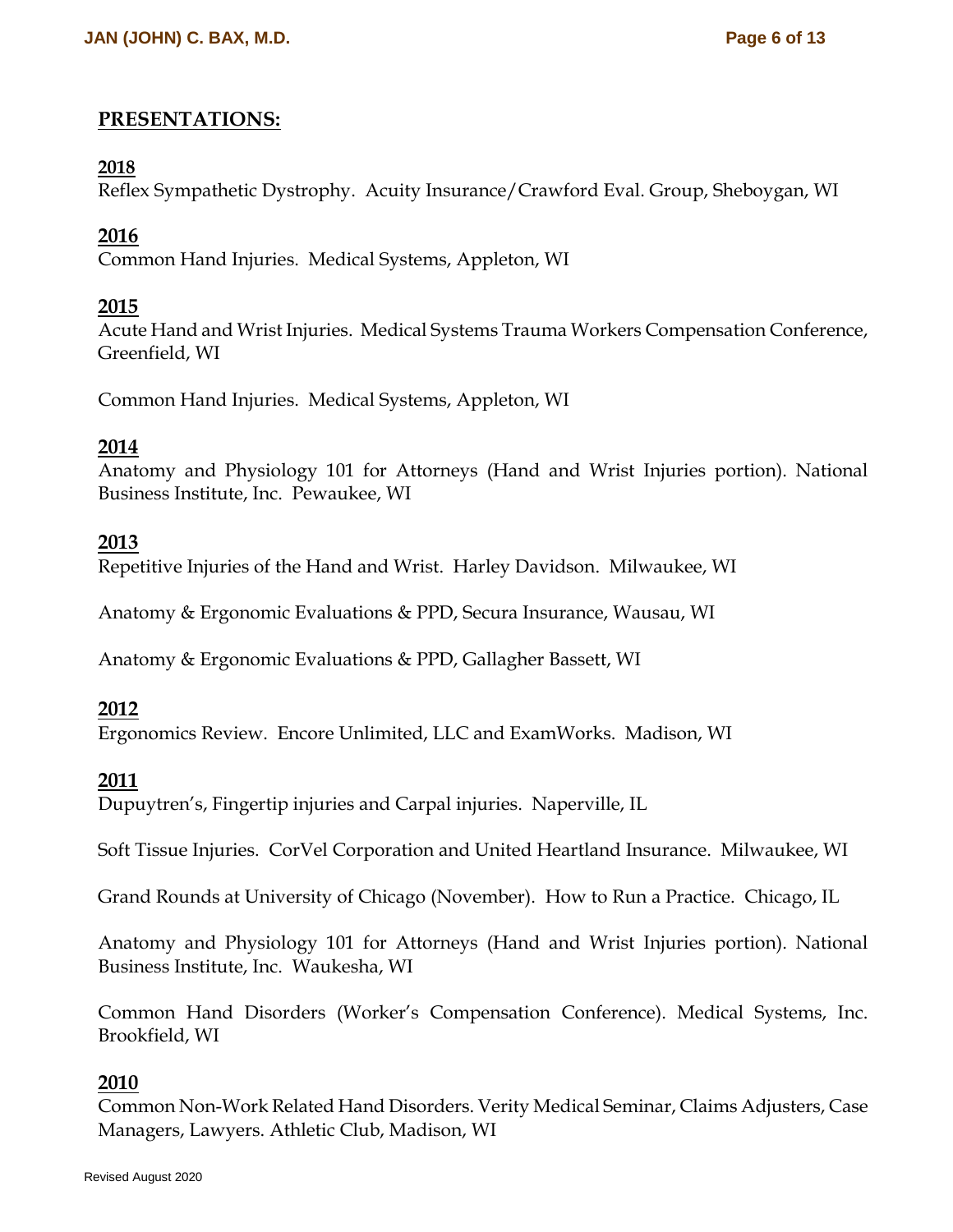## PRESENTATIONS:

**2018**

Reflex Sympathetic Dystrophy. Acuity Insurance/Crawford Eval. Group, Sheboygan, WI

**2016**

Common Hand Injuries. Medical Systems, Appleton, WI

**2015**

Acute Hand and Wrist Injuries. Medical Systems Trauma Workers Compensation Conference, Greenfield, WI

Common Hand Injuries. Medical Systems, Appleton, WI

**2014**

Anatomy and Physiology 101 for Attorneys (Hand and Wrist Injuries portion). National Business Institute, Inc. Pewaukee, WI

**2013**

Repetitive Injuries of the Hand and Wrist. Harley Davidson. Milwaukee, WI

Anatomy & Ergonomic Evaluations & PPD, Secura Insurance, Wausau, WI

Anatomy & Ergonomic Evaluations & PPD, Gallagher Bassett, WI

**2012**

Ergonomics Review. Encore Unlimited, LLC and ExamWorks. Madison, WI

**2011**

Dupuytren's, Fingertip injuries and Carpal injuries. Naperville, IL

Soft Tissue Injuries. CorVel Corporation and United Heartland Insurance. Milwaukee, WI

Grand Rounds at University of Chicago (November). How to Run a Practice. Chicago, IL

Anatomy and Physiology 101 for Attorneys (Hand and Wrist Injuries portion). National Business Institute, Inc. Waukesha, WI

Common Hand Disorders (Worker's Compensation Conference). Medical Systems, Inc. Brookfield, WI

**2010**

Common Non-Work Related Hand Disorders. Verity Medical Seminar, Claims Adjusters, Case Managers, Lawyers. Athletic Club, Madison, WI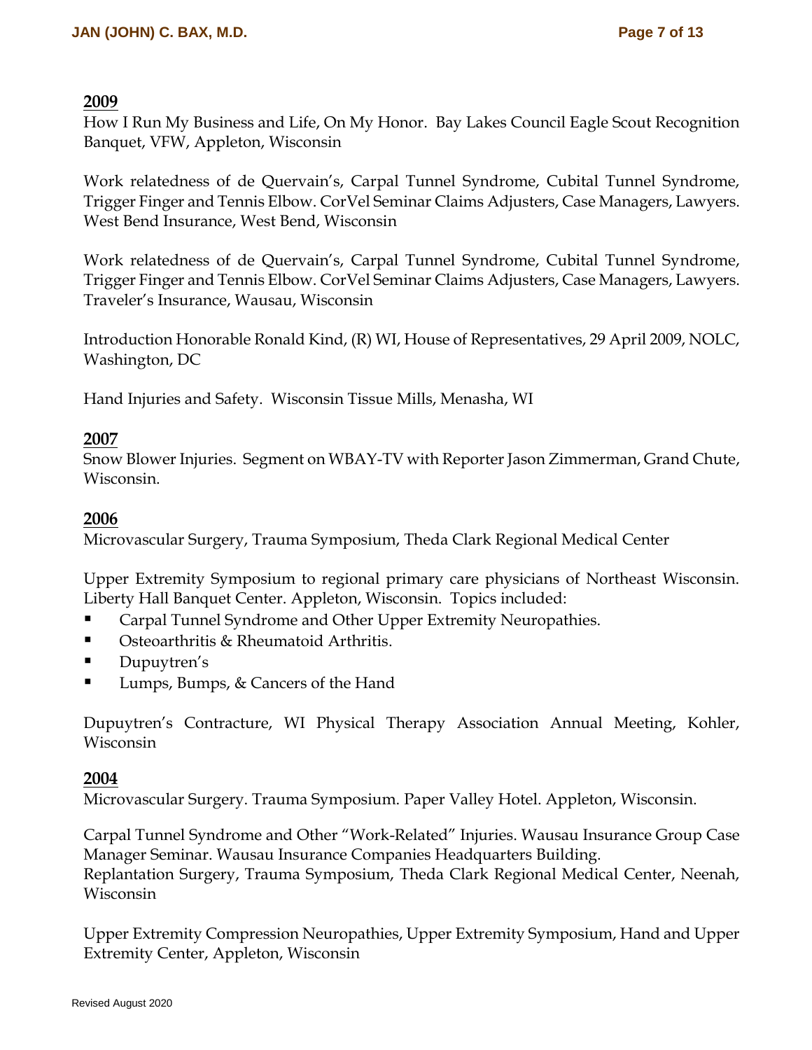**2009**

How I Run My Business and Life, On My Honor. Bay Lakes Council Eagle Scout Recognition Banquet, VFW, Appleton, Wisconsin

Work relatedness of de Quervain's, Carpal Tunnel Syndrome, Cubital Tunnel Syndrome, Trigger Finger and Tennis Elbow. CorVel Seminar Claims Adjusters, Case Managers, Lawyers. West Bend Insurance, West Bend, Wisconsin

Work relatedness of de Quervain's, Carpal Tunnel Syndrome, Cubital Tunnel Syndrome, Trigger Finger and Tennis Elbow. CorVel Seminar Claims Adjusters, Case Managers, Lawyers. Traveler's Insurance, Wausau, Wisconsin

Introduction Honorable Ronald Kind, (R) WI, House of Representatives, 29 April 2009, NOLC, Washington, DC

Hand Injuries and Safety. Wisconsin Tissue Mills, Menasha, WI

**2007**

Snow Blower Injuries. Segment on WBAY-TV with Reporter Jason Zimmerman, Grand Chute, Wisconsin.

**2006**

Microvascular Surgery, Trauma Symposium, Theda Clark Regional Medical Center

Upper Extremity Symposium to regional primary care physicians of Northeast Wisconsin. Liberty Hall Banquet Center. Appleton, Wisconsin. Topics included:

- Carpal Tunnel Syndrome and Other Upper Extremity Neuropathies.
- Osteoarthritis & Rheumatoid Arthritis.
- Dupuytren's
- Lumps, Bumps, & Cancers of the Hand

Dupuytren's Contracture, WI Physical Therapy Association Annual Meeting, Kohler, Wisconsin

**2004**

Microvascular Surgery. Trauma Symposium. Paper Valley Hotel. Appleton, Wisconsin.

Carpal Tunnel Syndrome and Other "Work-Related" Injuries. Wausau Insurance Group Case Manager Seminar. Wausau Insurance Companies Headquarters Building.
Replantation Surgery, Trauma Symposium, Theda Clark Regional Medical Center, Neenah, Wisconsin

Upper Extremity Compression Neuropathies, Upper Extremity Symposium, Hand and Upper Extremity Center, Appleton, Wisconsin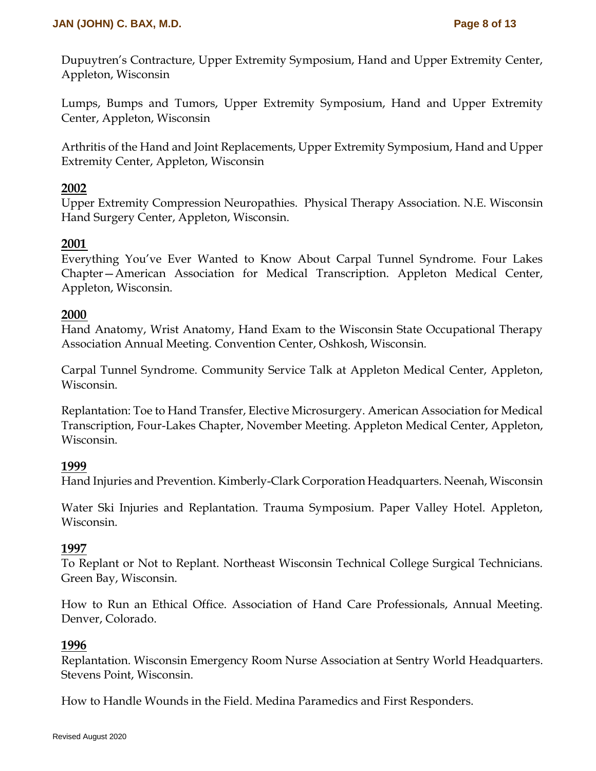Dupuytren's Contracture, Upper Extremity Symposium, Hand and Upper Extremity Center, Appleton, Wisconsin

Lumps, Bumps and Tumors, Upper Extremity Symposium, Hand and Upper Extremity Center, Appleton, Wisconsin

Arthritis of the Hand and Joint Replacements, Upper Extremity Symposium, Hand and Upper Extremity Center, Appleton, Wisconsin

**2002**

Upper Extremity Compression Neuropathies. Physical Therapy Association. N.E. Wisconsin Hand Surgery Center, Appleton, Wisconsin.

**2001**

Everything You've Ever Wanted to Know About Carpal Tunnel Syndrome. Four Lakes Chapter—American Association for Medical Transcription. Appleton Medical Center, Appleton, Wisconsin.

**2000**

Hand Anatomy, Wrist Anatomy, Hand Exam to the Wisconsin State Occupational Therapy Association Annual Meeting. Convention Center, Oshkosh, Wisconsin.

Carpal Tunnel Syndrome. Community Service Talk at Appleton Medical Center, Appleton, Wisconsin.

Replantation: Toe to Hand Transfer, Elective Microsurgery. American Association for Medical Transcription, Four-Lakes Chapter, November Meeting. Appleton Medical Center, Appleton, Wisconsin.

**1999**

Hand Injuries and Prevention. Kimberly-Clark Corporation Headquarters. Neenah, Wisconsin

Water Ski Injuries and Replantation. Trauma Symposium. Paper Valley Hotel. Appleton, Wisconsin.

**1997**

To Replant or Not to Replant. Northeast Wisconsin Technical College Surgical Technicians. Green Bay, Wisconsin.

How to Run an Ethical Office. Association of Hand Care Professionals, Annual Meeting. Denver, Colorado.

**1996**

Replantation. Wisconsin Emergency Room Nurse Association at Sentry World Headquarters. Stevens Point, Wisconsin.

How to Handle Wounds in the Field. Medina Paramedics and First Responders.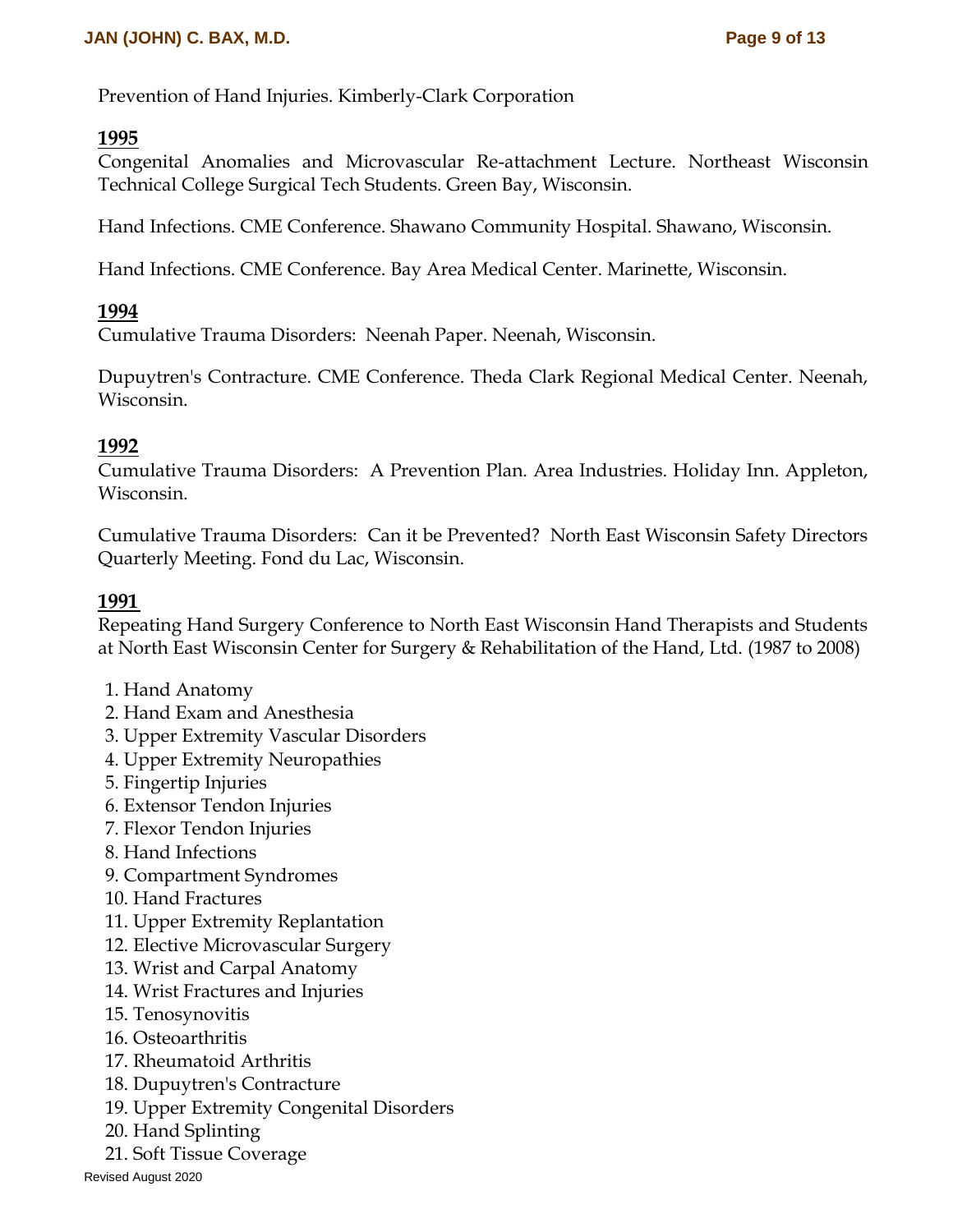Prevention of Hand Injuries. Kimberly-Clark Corporation

**1995**

Congenital Anomalies and Microvascular Re-attachment Lecture. Northeast Wisconsin Technical College Surgical Tech Students. Green Bay, Wisconsin.

Hand Infections. CME Conference. Shawano Community Hospital. Shawano, Wisconsin.

Hand Infections. CME Conference. Bay Area Medical Center. Marinette, Wisconsin.

**1994**

Cumulative Trauma Disorders: Neenah Paper. Neenah, Wisconsin.

Dupuytren's Contracture. CME Conference. Theda Clark Regional Medical Center. Neenah, Wisconsin.

**1992**

Cumulative Trauma Disorders: A Prevention Plan. Area Industries. Holiday Inn. Appleton, Wisconsin.

Cumulative Trauma Disorders: Can it be Prevented? North East Wisconsin Safety Directors Quarterly Meeting. Fond du Lac, Wisconsin.

**1991**

Repeating Hand Surgery Conference to North East Wisconsin Hand Therapists and Students at North East Wisconsin Center for Surgery & Rehabilitation of the Hand, Ltd. (1987 to 2008)

1. Hand Anatomy
2. Hand Exam and Anesthesia
3. Upper Extremity Vascular Disorders
4. Upper Extremity Neuropathies
5. Fingertip Injuries
6. Extensor Tendon Injuries
7. Flexor Tendon Injuries
8. Hand Infections
9. Compartment Syndromes
10. Hand Fractures
11. Upper Extremity Replantation
12. Elective Microvascular Surgery
13. Wrist and Carpal Anatomy
14. Wrist Fractures and Injuries
15. Tenosynovitis
16. Osteoarthritis
17. Rheumatoid Arthritis
18. Dupuytren's Contracture
19. Upper Extremity Congenital Disorders
20. Hand Splinting
21. Soft Tissue Coverage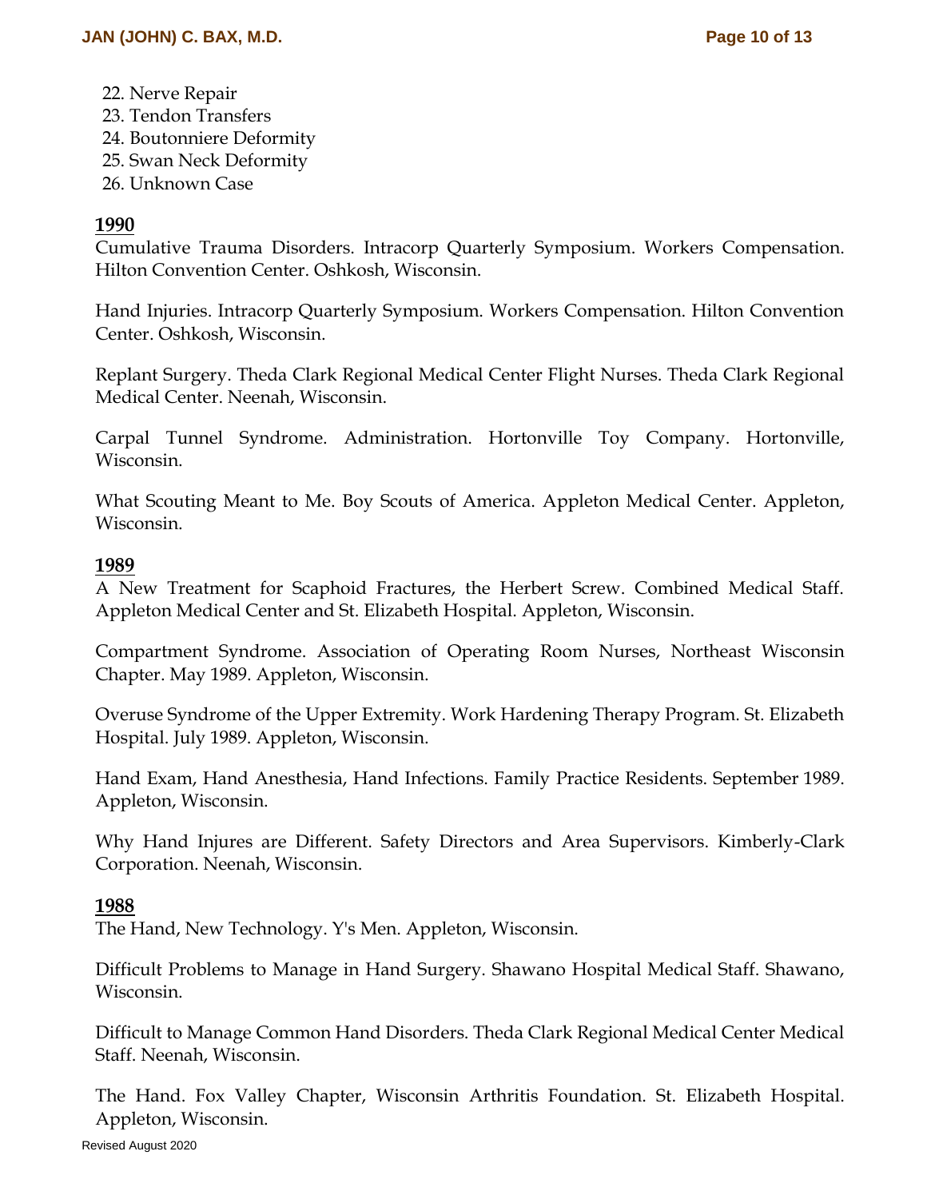22. Nerve Repair
23. Tendon Transfers
24. Boutonniere Deformity
25. Swan Neck Deformity
26. Unknown Case

**1990**

Cumulative Trauma Disorders. Intracorp Quarterly Symposium. Workers Compensation. Hilton Convention Center. Oshkosh, Wisconsin.

Hand Injuries. Intracorp Quarterly Symposium. Workers Compensation. Hilton Convention Center. Oshkosh, Wisconsin.

Replant Surgery. Theda Clark Regional Medical Center Flight Nurses. Theda Clark Regional Medical Center. Neenah, Wisconsin.

Carpal Tunnel Syndrome. Administration. Hortonville Toy Company. Hortonville, Wisconsin.

What Scouting Meant to Me. Boy Scouts of America. Appleton Medical Center. Appleton, Wisconsin.

**1989**

A New Treatment for Scaphoid Fractures, the Herbert Screw. Combined Medical Staff. Appleton Medical Center and St. Elizabeth Hospital. Appleton, Wisconsin.

Compartment Syndrome. Association of Operating Room Nurses, Northeast Wisconsin Chapter. May 1989. Appleton, Wisconsin.

Overuse Syndrome of the Upper Extremity. Work Hardening Therapy Program. St. Elizabeth Hospital. July 1989. Appleton, Wisconsin.

Hand Exam, Hand Anesthesia, Hand Infections. Family Practice Residents. September 1989. Appleton, Wisconsin.

Why Hand Injures are Different. Safety Directors and Area Supervisors. Kimberly-Clark Corporation. Neenah, Wisconsin.

**1988**

The Hand, New Technology. Y's Men. Appleton, Wisconsin.

Difficult Problems to Manage in Hand Surgery. Shawano Hospital Medical Staff. Shawano, Wisconsin.

Difficult to Manage Common Hand Disorders. Theda Clark Regional Medical Center Medical Staff. Neenah, Wisconsin.

The Hand. Fox Valley Chapter, Wisconsin Arthritis Foundation. St. Elizabeth Hospital. Appleton, Wisconsin.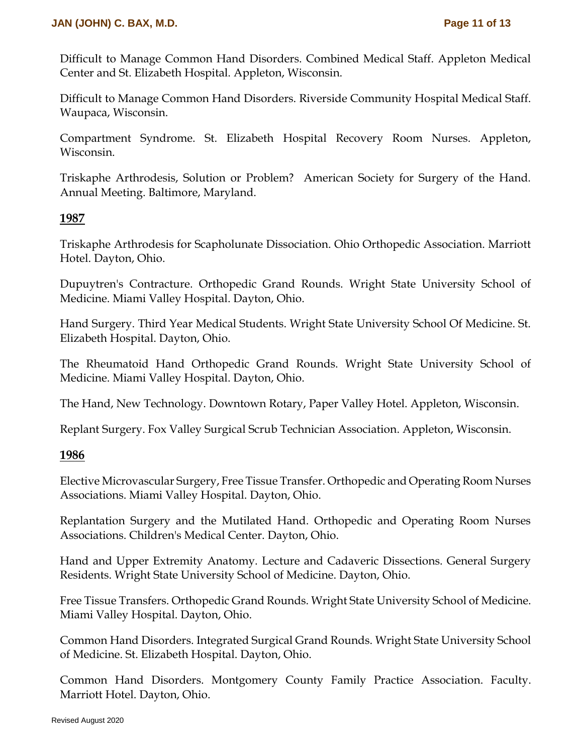Difficult to Manage Common Hand Disorders. Combined Medical Staff. Appleton Medical Center and St. Elizabeth Hospital. Appleton, Wisconsin.

Difficult to Manage Common Hand Disorders. Riverside Community Hospital Medical Staff. Waupaca, Wisconsin.

Compartment Syndrome. St. Elizabeth Hospital Recovery Room Nurses. Appleton, Wisconsin.

Triskaphe Arthrodesis, Solution or Problem? American Society for Surgery of the Hand. Annual Meeting. Baltimore, Maryland.

**1987**

Triskaphe Arthrodesis for Scapholunate Dissociation. Ohio Orthopedic Association. Marriott Hotel. Dayton, Ohio.

Dupuytren's Contracture. Orthopedic Grand Rounds. Wright State University School of Medicine. Miami Valley Hospital. Dayton, Ohio.

Hand Surgery. Third Year Medical Students. Wright State University School Of Medicine. St. Elizabeth Hospital. Dayton, Ohio.

The Rheumatoid Hand Orthopedic Grand Rounds. Wright State University School of Medicine. Miami Valley Hospital. Dayton, Ohio.

The Hand, New Technology. Downtown Rotary, Paper Valley Hotel. Appleton, Wisconsin.

Replant Surgery. Fox Valley Surgical Scrub Technician Association. Appleton, Wisconsin.

**1986**

Elective Microvascular Surgery, Free Tissue Transfer. Orthopedic and Operating Room Nurses Associations. Miami Valley Hospital. Dayton, Ohio.

Replantation Surgery and the Mutilated Hand. Orthopedic and Operating Room Nurses Associations. Children's Medical Center. Dayton, Ohio.

Hand and Upper Extremity Anatomy. Lecture and Cadaveric Dissections. General Surgery Residents. Wright State University School of Medicine. Dayton, Ohio.

Free Tissue Transfers. Orthopedic Grand Rounds. Wright State University School of Medicine. Miami Valley Hospital. Dayton, Ohio.

Common Hand Disorders. Integrated Surgical Grand Rounds. Wright State University School of Medicine. St. Elizabeth Hospital. Dayton, Ohio.

Common Hand Disorders. Montgomery County Family Practice Association. Faculty. Marriott Hotel. Dayton, Ohio.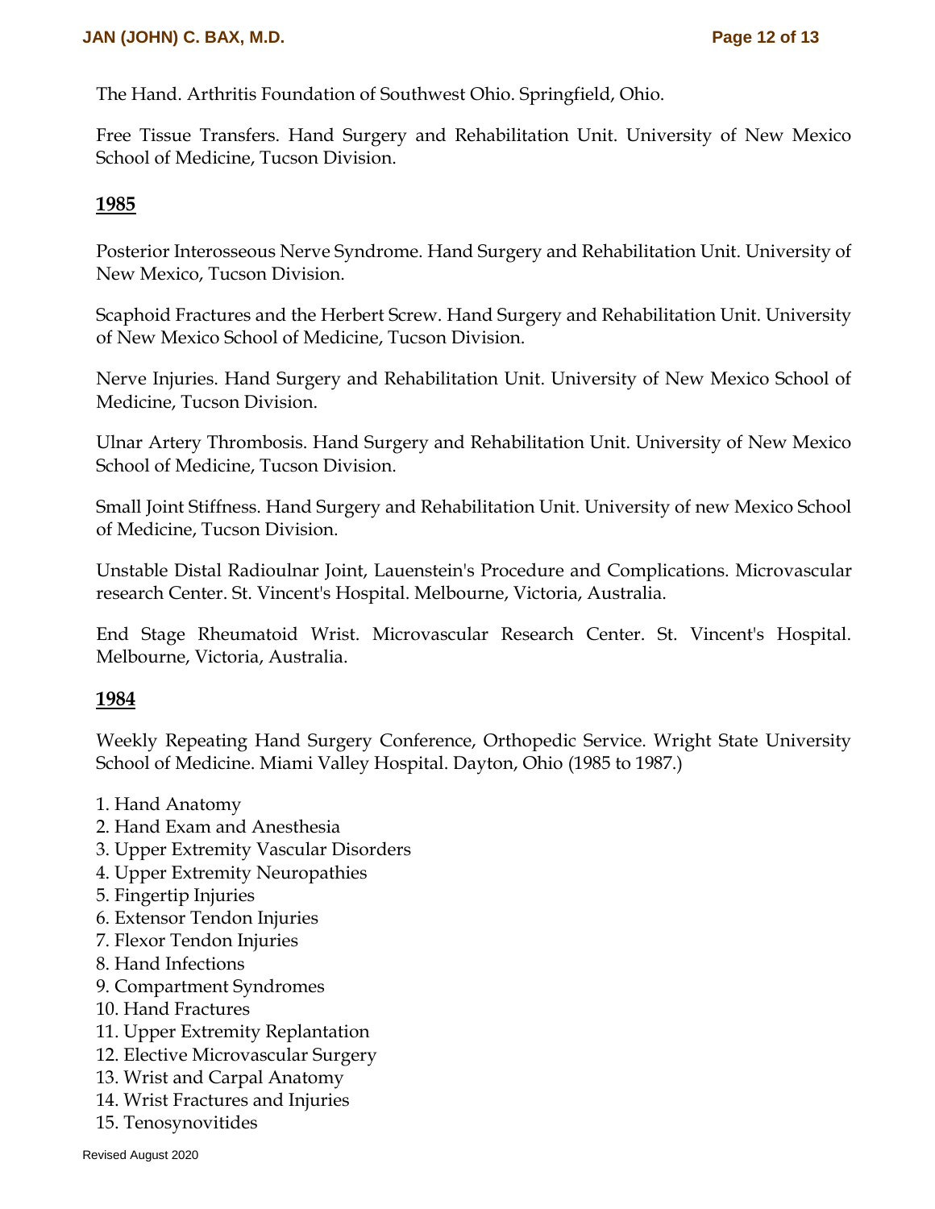The Hand. Arthritis Foundation of Southwest Ohio. Springfield, Ohio.

Free Tissue Transfers. Hand Surgery and Rehabilitation Unit. University of New Mexico School of Medicine, Tucson Division.

**1985**

Posterior Interosseous Nerve Syndrome. Hand Surgery and Rehabilitation Unit. University of New Mexico, Tucson Division.

Scaphoid Fractures and the Herbert Screw. Hand Surgery and Rehabilitation Unit. University of New Mexico School of Medicine, Tucson Division.

Nerve Injuries. Hand Surgery and Rehabilitation Unit. University of New Mexico School of Medicine, Tucson Division.

Ulnar Artery Thrombosis. Hand Surgery and Rehabilitation Unit. University of New Mexico School of Medicine, Tucson Division.

Small Joint Stiffness. Hand Surgery and Rehabilitation Unit. University of new Mexico School of Medicine, Tucson Division.

Unstable Distal Radioulnar Joint, Lauenstein's Procedure and Complications. Microvascular research Center. St. Vincent's Hospital. Melbourne, Victoria, Australia.

End Stage Rheumatoid Wrist. Microvascular Research Center. St. Vincent's Hospital. Melbourne, Victoria, Australia.

**1984**

Weekly Repeating Hand Surgery Conference, Orthopedic Service. Wright State University School of Medicine. Miami Valley Hospital. Dayton, Ohio (1985 to 1987.)

1. Hand Anatomy
2. Hand Exam and Anesthesia
3. Upper Extremity Vascular Disorders
4. Upper Extremity Neuropathies
5. Fingertip Injuries
6. Extensor Tendon Injuries
7. Flexor Tendon Injuries
8. Hand Infections
9. Compartment Syndromes
10. Hand Fractures
11. Upper Extremity Replantation
12. Elective Microvascular Surgery
13. Wrist and Carpal Anatomy
14. Wrist Fractures and Injuries
15. Tenosynovitides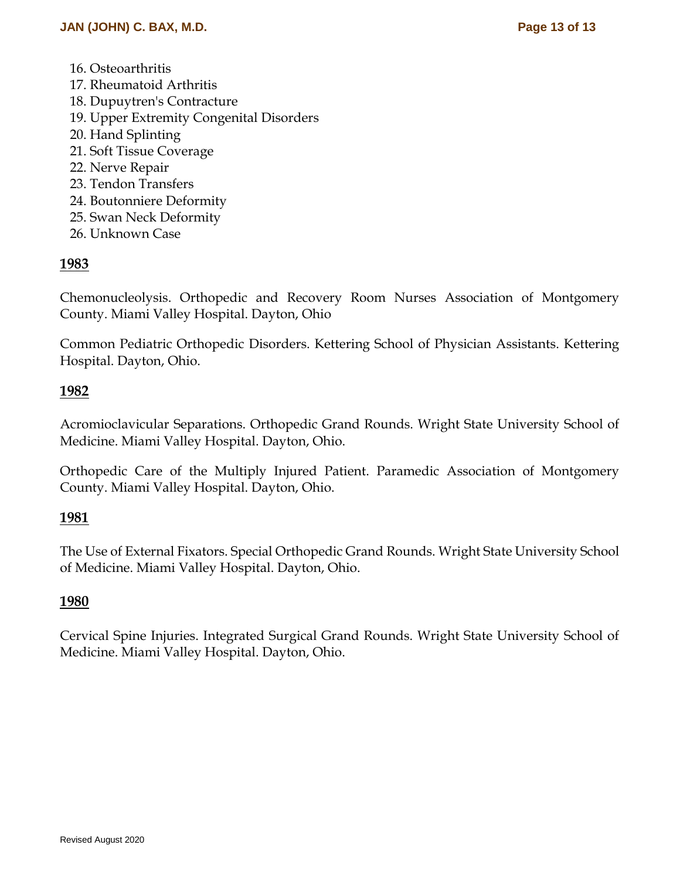16. Osteoarthritis
17. Rheumatoid Arthritis
18. Dupuytren's Contracture
19. Upper Extremity Congenital Disorders
20. Hand Splinting
21. Soft Tissue Coverage
22. Nerve Repair
23. Tendon Transfers
24. Boutonniere Deformity
25. Swan Neck Deformity
26. Unknown Case

**1983**

Chemonucleolysis. Orthopedic and Recovery Room Nurses Association of Montgomery County. Miami Valley Hospital. Dayton, Ohio

Common Pediatric Orthopedic Disorders. Kettering School of Physician Assistants. Kettering Hospital. Dayton, Ohio.

**1982**

Acromioclavicular Separations. Orthopedic Grand Rounds. Wright State University School of Medicine. Miami Valley Hospital. Dayton, Ohio.

Orthopedic Care of the Multiply Injured Patient. Paramedic Association of Montgomery County. Miami Valley Hospital. Dayton, Ohio.

**1981**

The Use of External Fixators. Special Orthopedic Grand Rounds. Wright State University School of Medicine. Miami Valley Hospital. Dayton, Ohio.

**1980**

Cervical Spine Injuries. Integrated Surgical Grand Rounds. Wright State University School of Medicine. Miami Valley Hospital. Dayton, Ohio.